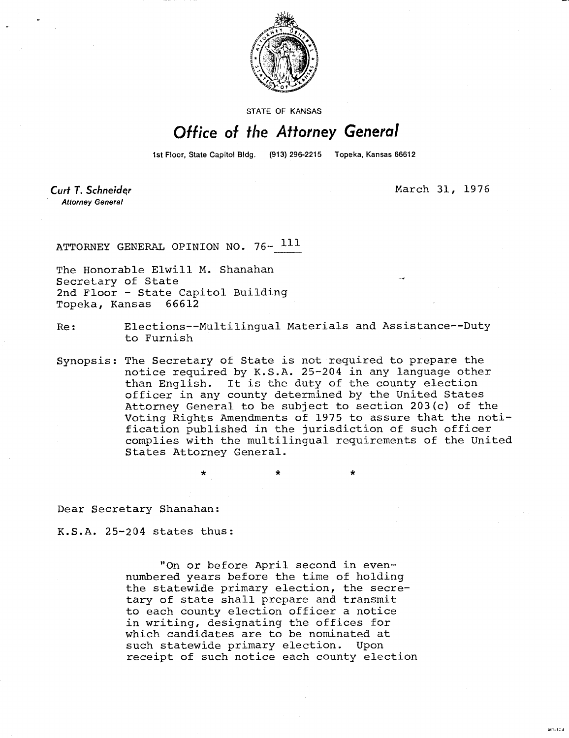STATE OF KANSAS

# Office of the Attorney General

1st Floor, State Capitol Bldg. (913) 296-2215 Topeka, Kansas 66612

*Curt T. Schneider*
Attorney General

March 31, 1976

ATTORNEY GENERAL OPINION NO. 76- 111

The Honorable Elwill M. Shanahan
Secretary of State
2nd Floor - State Capitol Building
Topeka, Kansas 66612

Re: Elections--Multilingual Materials and Assistance--Duty to Furnish

Synopsis: The Secretary of State is not required to prepare the notice required by K.S.A. 25-204 in any language other than English. It is the duty of the county election officer in any county determined by the United States Attorney General to be subject to section 203(c) of the Voting Rights Amendments of 1975 to assure that the notification published in the jurisdiction of such officer complies with the multilingual requirements of the United States Attorney General.

\* \* \*

Dear Secretary Shanahan:

K.S.A. 25-204 states thus:

> "On or before April second in even-numbered years before the time of holding the statewide primary election, the secretary of state shall prepare and transmit to each county election officer a notice in writing, designating the offices for which candidates are to be nominated at such statewide primary election. Upon receipt of such notice each county election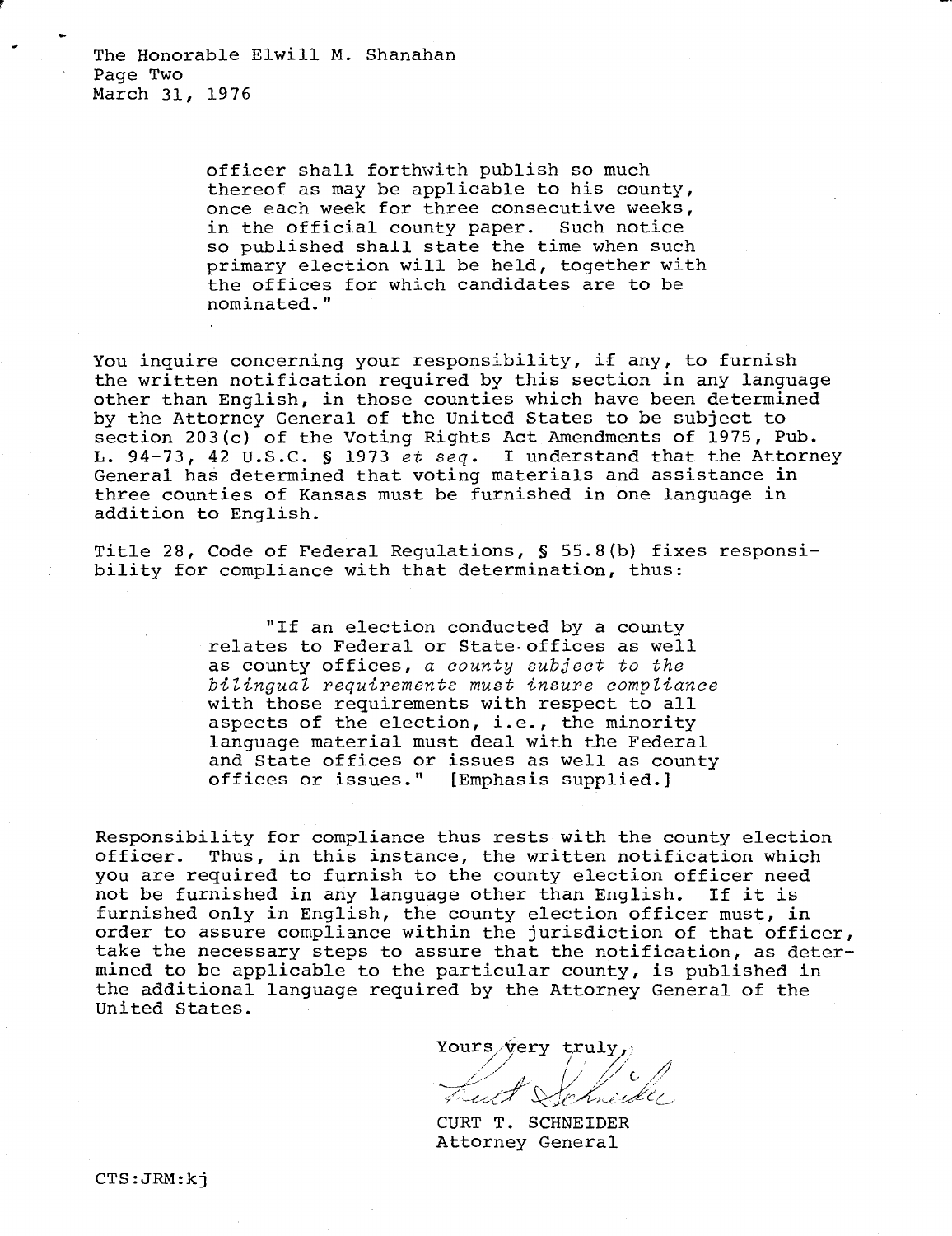The Honorable Elwill M. Shanahan
Page Two
March 31, 1976

> officer shall forthwith publish so much thereof as may be applicable to his county, once each week for three consecutive weeks, in the official county paper. Such notice so published shall state the time when such primary election will be held, together with the offices for which candidates are to be nominated."

You inquire concerning your responsibility, if any, to furnish the written notification required by this section in any language other than English, in those counties which have been determined by the Attorney General of the United States to be subject to section 203(c) of the Voting Rights Act Amendments of 1975, Pub. L. 94-73, 42 U.S.C. § 1973 *et seq.* I understand that the Attorney General has determined that voting materials and assistance in three counties of Kansas must be furnished in one language in addition to English.

Title 28, Code of Federal Regulations, § 55.8(b) fixes responsibility for compliance with that determination, thus:

> "If an election conducted by a county relates to Federal or State offices as well as county offices, *a county subject to the bilingual requirements must insure compliance* with those requirements with respect to all aspects of the election, i.e., the minority language material must deal with the Federal and State offices or issues as well as county offices or issues." [Emphasis supplied.]

Responsibility for compliance thus rests with the county election officer. Thus, in this instance, the written notification which you are required to furnish to the county election officer need not be furnished in any language other than English. If it is furnished only in English, the county election officer must, in order to assure compliance within the jurisdiction of that officer, take the necessary steps to assure that the notification, as determined to be applicable to the particular county, is published in the additional language required by the Attorney General of the United States.

Yours very truly,

CURT T. SCHNEIDER
Attorney General

CTS:JRM:kj